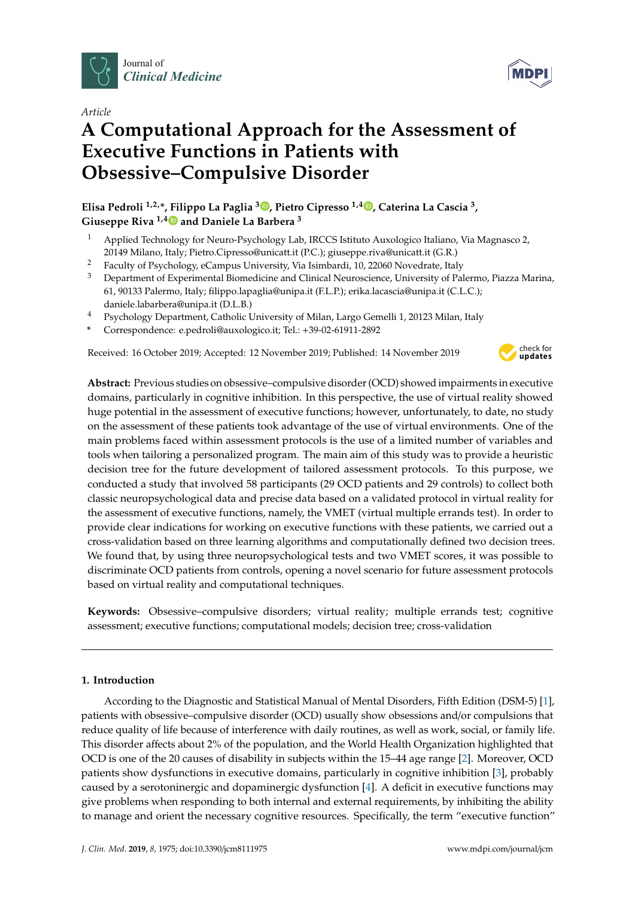Article

# A Computational Approach for the Assessment of Executive Functions in Patients with Obsessive–Compulsive Disorder

**Elisa Pedroli [1,2,*], Filippo La Paglia [3], Pietro Cipresso [1,4], Caterina La Cascia [3], Giuseppe Riva [1,4] and Daniele La Barbera [3]**

1. Applied Technology for Neuro-Psychology Lab, IRCCS Istituto Auxologico Italiano, Via Magnasco 2, 20149 Milano, Italy; Pietro.Cipresso@unicatt.it (P.C.); giuseppe.riva@unicatt.it (G.R.)
2. Faculty of Psychology, eCampus University, Via Isimbardi, 10, 22060 Novedrate, Italy
3. Department of Experimental Biomedicine and Clinical Neuroscience, University of Palermo, Piazza Marina, 61, 90133 Palermo, Italy; filippo.lapaglia@unipa.it (F.L.P.); erika.lacascia@unipa.it (C.L.C.); daniele.labarbera@unipa.it (D.L.B.)
4. Psychology Department, Catholic University of Milan, Largo Gemelli 1, 20123 Milan, Italy

\* Correspondence: e.pedroli@auxologico.it; Tel.: +39-02-61911-2892

Received: 16 October 2019; Accepted: 12 November 2019; Published: 14 November 2019

**Abstract:** Previous studies on obsessive–compulsive disorder (OCD) showed impairments in executive domains, particularly in cognitive inhibition. In this perspective, the use of virtual reality showed huge potential in the assessment of executive functions; however, unfortunately, to date, no study on the assessment of these patients took advantage of the use of virtual environments. One of the main problems faced within assessment protocols is the use of a limited number of variables and tools when tailoring a personalized program. The main aim of this study was to provide a heuristic decision tree for the future development of tailored assessment protocols. To this purpose, we conducted a study that involved 58 participants (29 OCD patients and 29 controls) to collect both classic neuropsychological data and precise data based on a validated protocol in virtual reality for the assessment of executive functions, namely, the VMET (virtual multiple errands test). In order to provide clear indications for working on executive functions with these patients, we carried out a cross-validation based on three learning algorithms and computationally defined two decision trees. We found that, by using three neuropsychological tests and two VMET scores, it was possible to discriminate OCD patients from controls, opening a novel scenario for future assessment protocols based on virtual reality and computational techniques.

**Keywords:** Obsessive–compulsive disorders; virtual reality; multiple errands test; cognitive assessment; executive functions; computational models; decision tree; cross-validation

## 1. Introduction

According to the Diagnostic and Statistical Manual of Mental Disorders, Fifth Edition (DSM-5) [1], patients with obsessive–compulsive disorder (OCD) usually show obsessions and/or compulsions that reduce quality of life because of interference with daily routines, as well as work, social, or family life. This disorder affects about 2% of the population, and the World Health Organization highlighted that OCD is one of the 20 causes of disability in subjects within the 15–44 age range [2]. Moreover, OCD patients show dysfunctions in executive domains, particularly in cognitive inhibition [3], probably caused by a serotoninergic and dopaminergic dysfunction [4]. A deficit in executive functions may give problems when responding to both internal and external requirements, by inhibiting the ability to manage and orient the necessary cognitive resources. Specifically, the term "executive function"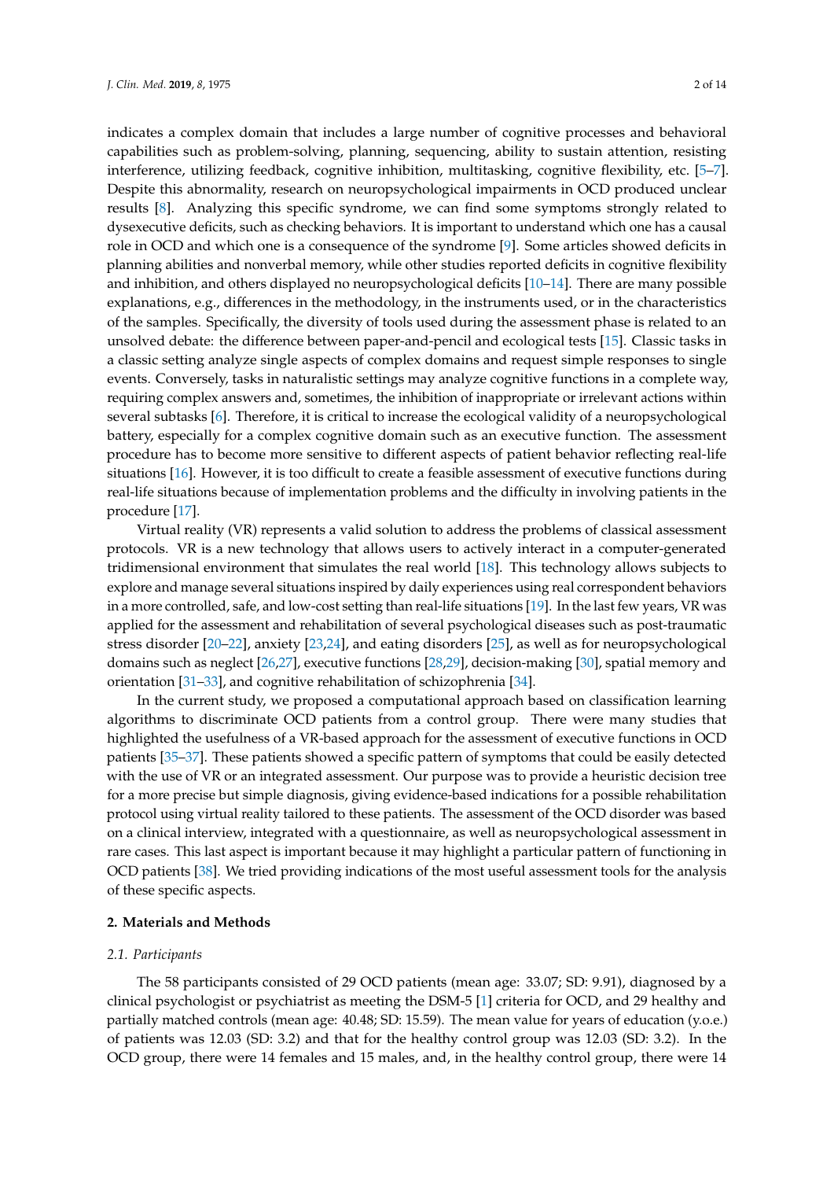indicates a complex domain that includes a large number of cognitive processes and behavioral capabilities such as problem-solving, planning, sequencing, ability to sustain attention, resisting interference, utilizing feedback, cognitive inhibition, multitasking, cognitive flexibility, etc. [5–7]. Despite this abnormality, research on neuropsychological impairments in OCD produced unclear results [8]. Analyzing this specific syndrome, we can find some symptoms strongly related to dysexecutive deficits, such as checking behaviors. It is important to understand which one has a causal role in OCD and which one is a consequence of the syndrome [9]. Some articles showed deficits in planning abilities and nonverbal memory, while other studies reported deficits in cognitive flexibility and inhibition, and others displayed no neuropsychological deficits [10–14]. There are many possible explanations, e.g., differences in the methodology, in the instruments used, or in the characteristics of the samples. Specifically, the diversity of tools used during the assessment phase is related to an unsolved debate: the difference between paper-and-pencil and ecological tests [15]. Classic tasks in a classic setting analyze single aspects of complex domains and request simple responses to single events. Conversely, tasks in naturalistic settings may analyze cognitive functions in a complete way, requiring complex answers and, sometimes, the inhibition of inappropriate or irrelevant actions within several subtasks [6]. Therefore, it is critical to increase the ecological validity of a neuropsychological battery, especially for a complex cognitive domain such as an executive function. The assessment procedure has to become more sensitive to different aspects of patient behavior reflecting real-life situations [16]. However, it is too difficult to create a feasible assessment of executive functions during real-life situations because of implementation problems and the difficulty in involving patients in the procedure [17].

Virtual reality (VR) represents a valid solution to address the problems of classical assessment protocols. VR is a new technology that allows users to actively interact in a computer-generated tridimensional environment that simulates the real world [18]. This technology allows subjects to explore and manage several situations inspired by daily experiences using real correspondent behaviors in a more controlled, safe, and low-cost setting than real-life situations [19]. In the last few years, VR was applied for the assessment and rehabilitation of several psychological diseases such as post-traumatic stress disorder [20–22], anxiety [23,24], and eating disorders [25], as well as for neuropsychological domains such as neglect [26,27], executive functions [28,29], decision-making [30], spatial memory and orientation [31–33], and cognitive rehabilitation of schizophrenia [34].

In the current study, we proposed a computational approach based on classification learning algorithms to discriminate OCD patients from a control group. There were many studies that highlighted the usefulness of a VR-based approach for the assessment of executive functions in OCD patients [35–37]. These patients showed a specific pattern of symptoms that could be easily detected with the use of VR or an integrated assessment. Our purpose was to provide a heuristic decision tree for a more precise but simple diagnosis, giving evidence-based indications for a possible rehabilitation protocol using virtual reality tailored to these patients. The assessment of the OCD disorder was based on a clinical interview, integrated with a questionnaire, as well as neuropsychological assessment in rare cases. This last aspect is important because it may highlight a particular pattern of functioning in OCD patients [38]. We tried providing indications of the most useful assessment tools for the analysis of these specific aspects.

## 2. Materials and Methods

### 2.1. Participants

The 58 participants consisted of 29 OCD patients (mean age: 33.07; SD: 9.91), diagnosed by a clinical psychologist or psychiatrist as meeting the DSM-5 [1] criteria for OCD, and 29 healthy and partially matched controls (mean age: 40.48; SD: 15.59). The mean value for years of education (y.o.e.) of patients was 12.03 (SD: 3.2) and that for the healthy control group was 12.03 (SD: 3.2). In the OCD group, there were 14 females and 15 males, and, in the healthy control group, there were 14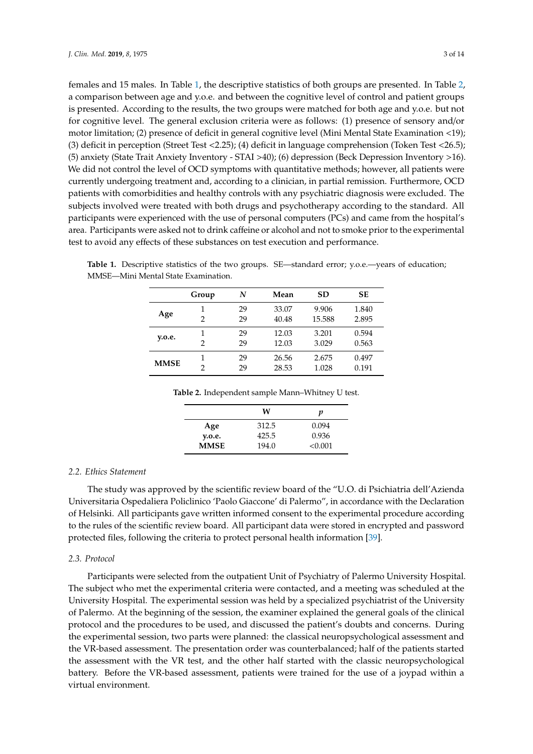females and 15 males. In Table 1, the descriptive statistics of both groups are presented. In Table 2, a comparison between age and y.o.e. and between the cognitive level of control and patient groups is presented. According to the results, the two groups were matched for both age and y.o.e. but not for cognitive level. The general exclusion criteria were as follows: (1) presence of sensory and/or motor limitation; (2) presence of deficit in general cognitive level (Mini Mental State Examination <19); (3) deficit in perception (Street Test <2.25); (4) deficit in language comprehension (Token Test <26.5); (5) anxiety (State Trait Anxiety Inventory - STAI >40); (6) depression (Beck Depression Inventory >16). We did not control the level of OCD symptoms with quantitative methods; however, all patients were currently undergoing treatment and, according to a clinician, in partial remission. Furthermore, OCD patients with comorbidities and healthy controls with any psychiatric diagnosis were excluded. The subjects involved were treated with both drugs and psychotherapy according to the standard. All participants were experienced with the use of personal computers (PCs) and came from the hospital's area. Participants were asked not to drink caffeine or alcohol and not to smoke prior to the experimental test to avoid any effects of these substances on test execution and performance.

**Table 1.** Descriptive statistics of the two groups. SE—standard error; y.o.e.—years of education; MMSE—Mini Mental State Examination.

| | Group | *N* | Mean | SD | SE |
|---|---|---|---|---|---|
| **Age** | 1 | 29 | 33.07 | 9.906 | 1.840 |
| | 2 | 29 | 40.48 | 15.588 | 2.895 |
| **y.o.e.** | 1 | 29 | 12.03 | 3.201 | 0.594 |
| | 2 | 29 | 12.03 | 3.029 | 0.563 |
| **MMSE** | 1 | 29 | 26.56 | 2.675 | 0.497 |
| | 2 | 29 | 28.53 | 1.028 | 0.191 |

**Table 2.** Independent sample Mann–Whitney U test.

| | W | *p* |
|---|---|---|
| **Age** | 312.5 | 0.094 |
| **y.o.e.** | 425.5 | 0.936 |
| **MMSE** | 194.0 | <0.001 |

### *2.2. Ethics Statement*

The study was approved by the scientific review board of the "U.O. di Psichiatria dell'Azienda Universitaria Ospedaliera Policlinico 'Paolo Giaccone' di Palermo", in accordance with the Declaration of Helsinki. All participants gave written informed consent to the experimental procedure according to the rules of the scientific review board. All participant data were stored in encrypted and password protected files, following the criteria to protect personal health information [39].

### *2.3. Protocol*

Participants were selected from the outpatient Unit of Psychiatry of Palermo University Hospital. The subject who met the experimental criteria were contacted, and a meeting was scheduled at the University Hospital. The experimental session was held by a specialized psychiatrist of the University of Palermo. At the beginning of the session, the examiner explained the general goals of the clinical protocol and the procedures to be used, and discussed the patient's doubts and concerns. During the experimental session, two parts were planned: the classical neuropsychological assessment and the VR-based assessment. The presentation order was counterbalanced; half of the patients started the assessment with the VR test, and the other half started with the classic neuropsychological battery. Before the VR-based assessment, patients were trained for the use of a joypad within a virtual environment.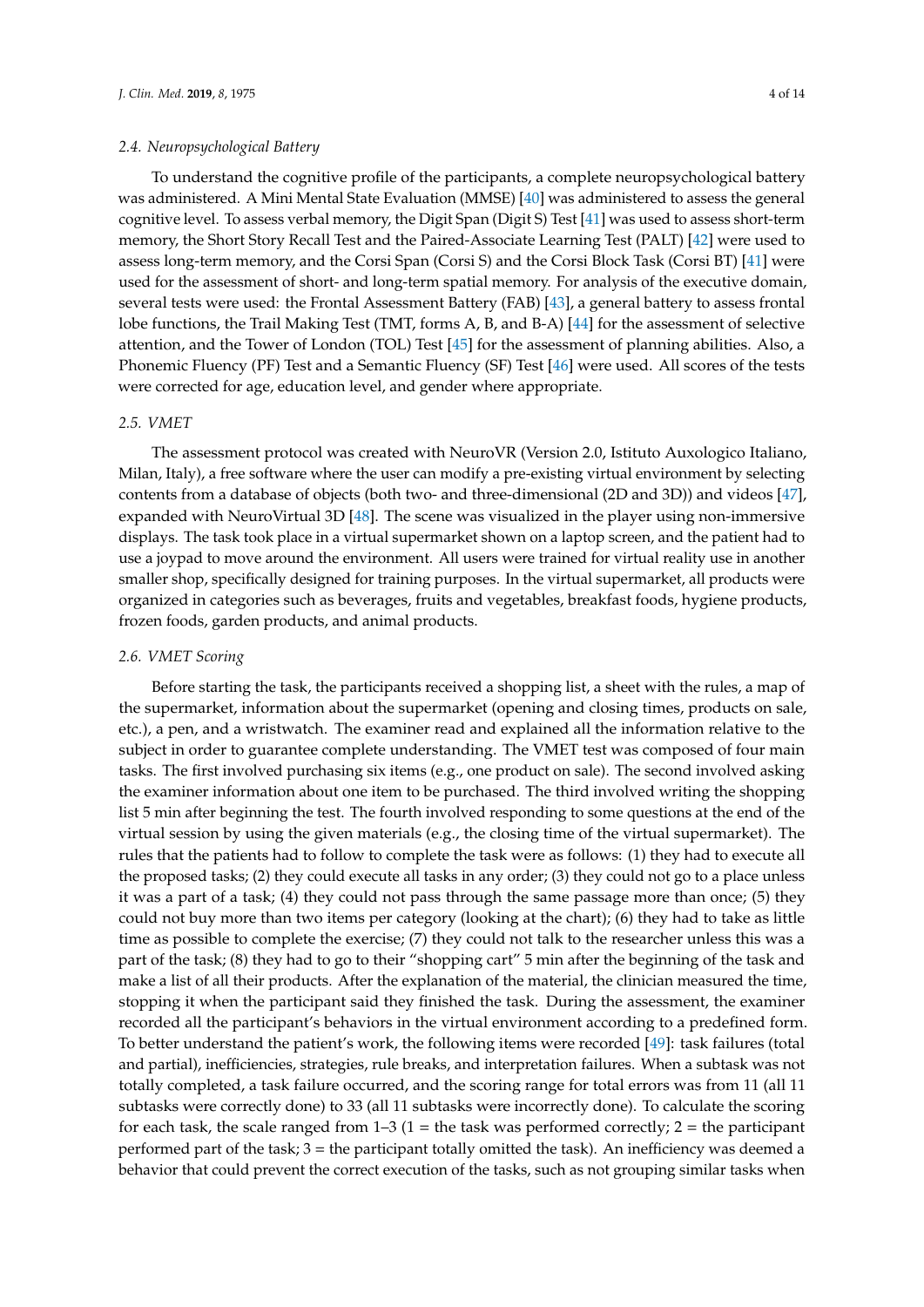### 2.4. Neuropsychological Battery

To understand the cognitive profile of the participants, a complete neuropsychological battery was administered. A Mini Mental State Evaluation (MMSE) [40] was administered to assess the general cognitive level. To assess verbal memory, the Digit Span (Digit S) Test [41] was used to assess short-term memory, the Short Story Recall Test and the Paired-Associate Learning Test (PALT) [42] were used to assess long-term memory, and the Corsi Span (Corsi S) and the Corsi Block Task (Corsi BT) [41] were used for the assessment of short- and long-term spatial memory. For analysis of the executive domain, several tests were used: the Frontal Assessment Battery (FAB) [43], a general battery to assess frontal lobe functions, the Trail Making Test (TMT, forms A, B, and B-A) [44] for the assessment of selective attention, and the Tower of London (TOL) Test [45] for the assessment of planning abilities. Also, a Phonemic Fluency (PF) Test and a Semantic Fluency (SF) Test [46] were used. All scores of the tests were corrected for age, education level, and gender where appropriate.

### 2.5. VMET

The assessment protocol was created with NeuroVR (Version 2.0, Istituto Auxologico Italiano, Milan, Italy), a free software where the user can modify a pre-existing virtual environment by selecting contents from a database of objects (both two- and three-dimensional (2D and 3D)) and videos [47], expanded with NeuroVirtual 3D [48]. The scene was visualized in the player using non-immersive displays. The task took place in a virtual supermarket shown on a laptop screen, and the patient had to use a joypad to move around the environment. All users were trained for virtual reality use in another smaller shop, specifically designed for training purposes. In the virtual supermarket, all products were organized in categories such as beverages, fruits and vegetables, breakfast foods, hygiene products, frozen foods, garden products, and animal products.

### 2.6. VMET Scoring

Before starting the task, the participants received a shopping list, a sheet with the rules, a map of the supermarket, information about the supermarket (opening and closing times, products on sale, etc.), a pen, and a wristwatch. The examiner read and explained all the information relative to the subject in order to guarantee complete understanding. The VMET test was composed of four main tasks. The first involved purchasing six items (e.g., one product on sale). The second involved asking the examiner information about one item to be purchased. The third involved writing the shopping list 5 min after beginning the test. The fourth involved responding to some questions at the end of the virtual session by using the given materials (e.g., the closing time of the virtual supermarket). The rules that the patients had to follow to complete the task were as follows: (1) they had to execute all the proposed tasks; (2) they could execute all tasks in any order; (3) they could not go to a place unless it was a part of a task; (4) they could not pass through the same passage more than once; (5) they could not buy more than two items per category (looking at the chart); (6) they had to take as little time as possible to complete the exercise; (7) they could not talk to the researcher unless this was a part of the task; (8) they had to go to their "shopping cart" 5 min after the beginning of the task and make a list of all their products. After the explanation of the material, the clinician measured the time, stopping it when the participant said they finished the task. During the assessment, the examiner recorded all the participant's behaviors in the virtual environment according to a predefined form. To better understand the patient's work, the following items were recorded [49]: task failures (total and partial), inefficiencies, strategies, rule breaks, and interpretation failures. When a subtask was not totally completed, a task failure occurred, and the scoring range for total errors was from 11 (all 11 subtasks were correctly done) to 33 (all 11 subtasks were incorrectly done). To calculate the scoring for each task, the scale ranged from 1–3 (1 = the task was performed correctly; 2 = the participant performed part of the task; 3 = the participant totally omitted the task). An inefficiency was deemed a behavior that could prevent the correct execution of the tasks, such as not grouping similar tasks when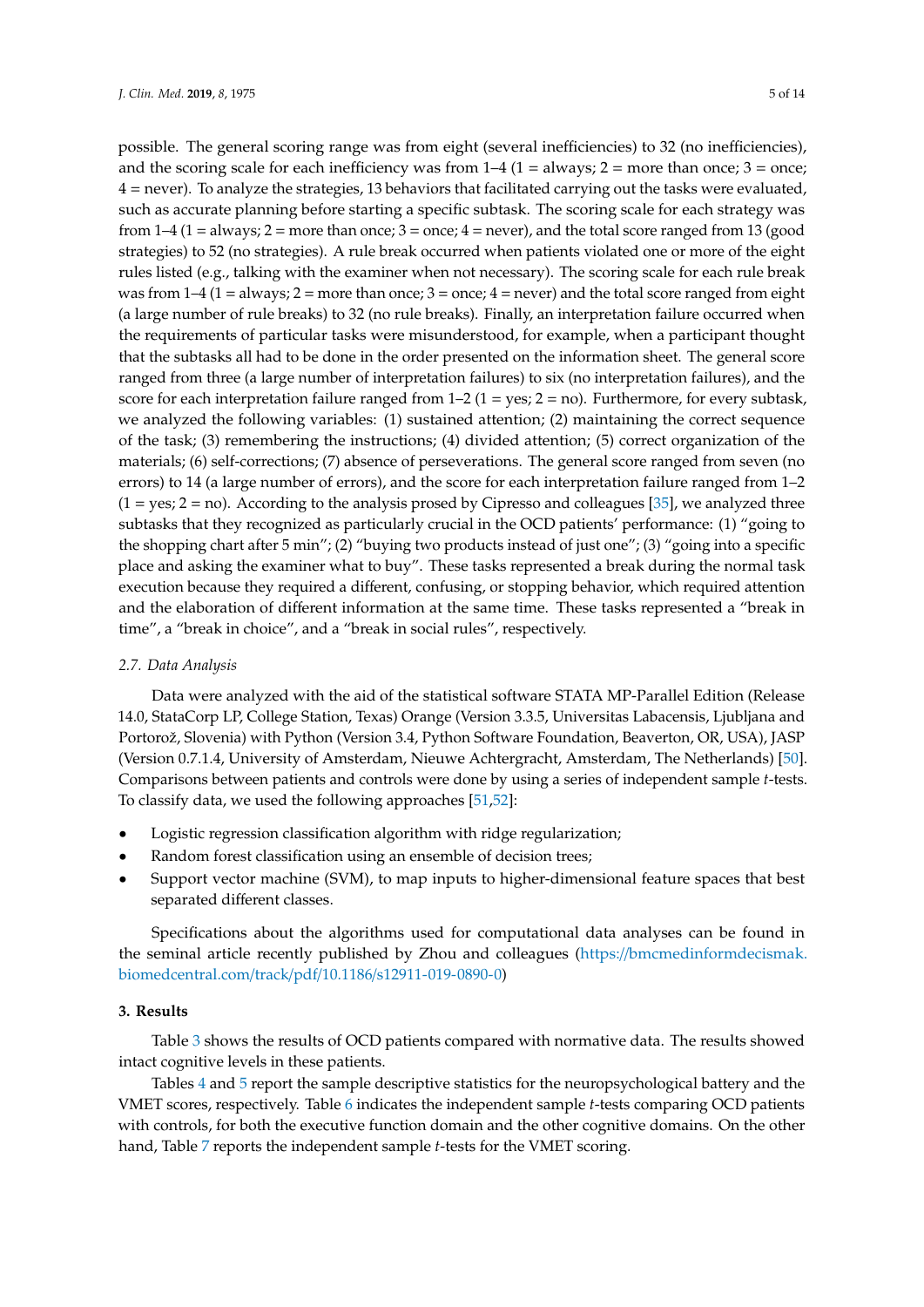possible. The general scoring range was from eight (several inefficiencies) to 32 (no inefficiencies), and the scoring scale for each inefficiency was from 1–4 (1 = always; 2 = more than once; 3 = once; 4 = never). To analyze the strategies, 13 behaviors that facilitated carrying out the tasks were evaluated, such as accurate planning before starting a specific subtask. The scoring scale for each strategy was from 1–4 (1 = always; 2 = more than once; 3 = once; 4 = never), and the total score ranged from 13 (good strategies) to 52 (no strategies). A rule break occurred when patients violated one or more of the eight rules listed (e.g., talking with the examiner when not necessary). The scoring scale for each rule break was from 1–4 (1 = always; 2 = more than once; 3 = once; 4 = never) and the total score ranged from eight (a large number of rule breaks) to 32 (no rule breaks). Finally, an interpretation failure occurred when the requirements of particular tasks were misunderstood, for example, when a participant thought that the subtasks all had to be done in the order presented on the information sheet. The general score ranged from three (a large number of interpretation failures) to six (no interpretation failures), and the score for each interpretation failure ranged from 1–2 (1 = yes; 2 = no). Furthermore, for every subtask, we analyzed the following variables: (1) sustained attention; (2) maintaining the correct sequence of the task; (3) remembering the instructions; (4) divided attention; (5) correct organization of the materials; (6) self-corrections; (7) absence of perseverations. The general score ranged from seven (no errors) to 14 (a large number of errors), and the score for each interpretation failure ranged from 1–2 (1 = yes; 2 = no). According to the analysis prosed by Cipresso and colleagues [35], we analyzed three subtasks that they recognized as particularly crucial in the OCD patients' performance: (1) "going to the shopping chart after 5 min"; (2) "buying two products instead of just one"; (3) "going into a specific place and asking the examiner what to buy". These tasks represented a break during the normal task execution because they required a different, confusing, or stopping behavior, which required attention and the elaboration of different information at the same time. These tasks represented a "break in time", a "break in choice", and a "break in social rules", respectively.

### 2.7. Data Analysis

Data were analyzed with the aid of the statistical software STATA MP-Parallel Edition (Release 14.0, StataCorp LP, College Station, Texas) Orange (Version 3.3.5, Universitas Labacensis, Ljubljana and Portorož, Slovenia) with Python (Version 3.4, Python Software Foundation, Beaverton, OR, USA), JASP (Version 0.7.1.4, University of Amsterdam, Nieuwe Achtergracht, Amsterdam, The Netherlands) [50]. Comparisons between patients and controls were done by using a series of independent sample *t*-tests. To classify data, we used the following approaches [51,52]:

- Logistic regression classification algorithm with ridge regularization;
- Random forest classification using an ensemble of decision trees;
- Support vector machine (SVM), to map inputs to higher-dimensional feature spaces that best separated different classes.

Specifications about the algorithms used for computational data analyses can be found in the seminal article recently published by Zhou and colleagues (https://bmcmedinformdecismak.biomedcentral.com/track/pdf/10.1186/s12911-019-0890-0)

## 3. Results

Table 3 shows the results of OCD patients compared with normative data. The results showed intact cognitive levels in these patients.

Tables 4 and 5 report the sample descriptive statistics for the neuropsychological battery and the VMET scores, respectively. Table 6 indicates the independent sample *t*-tests comparing OCD patients with controls, for both the executive function domain and the other cognitive domains. On the other hand, Table 7 reports the independent sample *t*-tests for the VMET scoring.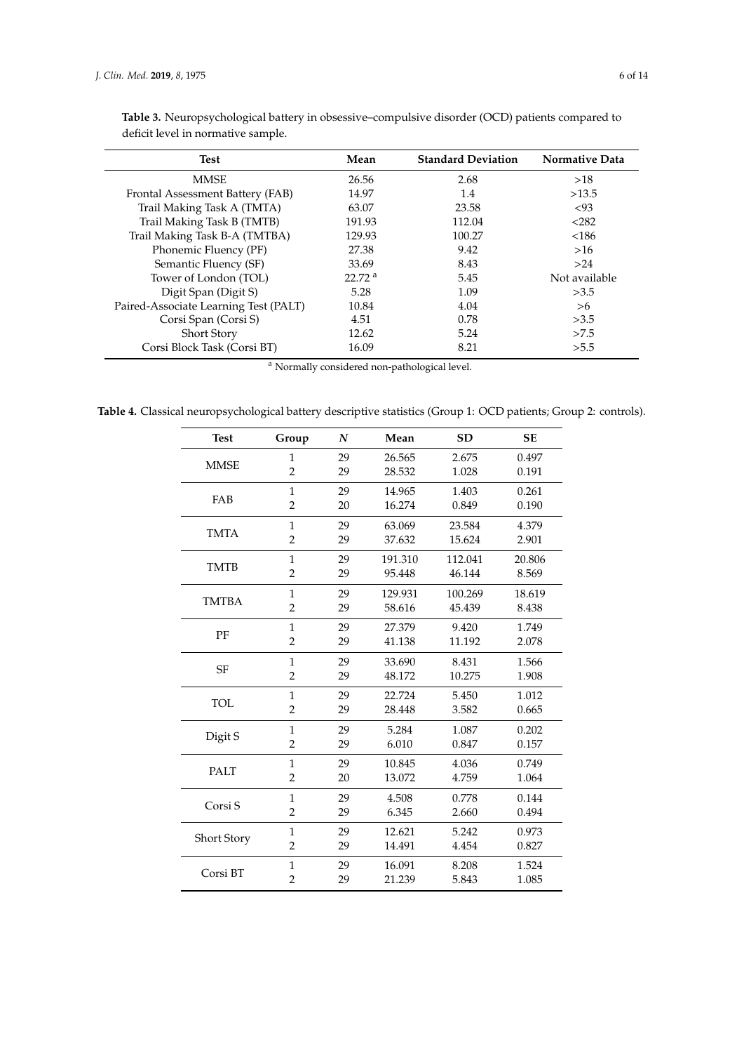**Table 3.** Neuropsychological battery in obsessive–compulsive disorder (OCD) patients compared to deficit level in normative sample.

| Test | Mean | Standard Deviation | Normative Data |
|---|---|---|---|
| MMSE | 26.56 | 2.68 | >18 |
| Frontal Assessment Battery (FAB) | 14.97 | 1.4 | >13.5 |
| Trail Making Task A (TMTA) | 63.07 | 23.58 | <93 |
| Trail Making Task B (TMTB) | 191.93 | 112.04 | <282 |
| Trail Making Task B-A (TMTBA) | 129.93 | 100.27 | <186 |
| Phonemic Fluency (PF) | 27.38 | 9.42 | >16 |
| Semantic Fluency (SF) | 33.69 | 8.43 | >24 |
| Tower of London (TOL) | 22.72 [a] | 5.45 | Not available |
| Digit Span (Digit S) | 5.28 | 1.09 | >3.5 |
| Paired-Associate Learning Test (PALT) | 10.84 | 4.04 | >6 |
| Corsi Span (Corsi S) | 4.51 | 0.78 | >3.5 |
| Short Story | 12.62 | 5.24 | >7.5 |
| Corsi Block Task (Corsi BT) | 16.09 | 8.21 | >5.5 |

[a] Normally considered non-pathological level.

**Table 4.** Classical neuropsychological battery descriptive statistics (Group 1: OCD patients; Group 2: controls).

| Test | Group | *N* | Mean | SD | SE |
|---|---|---|---|---|---|
| MMSE | 1 | 29 | 26.565 | 2.675 | 0.497 |
| | 2 | 29 | 28.532 | 1.028 | 0.191 |
| FAB | 1 | 29 | 14.965 | 1.403 | 0.261 |
| | 2 | 20 | 16.274 | 0.849 | 0.190 |
| TMTA | 1 | 29 | 63.069 | 23.584 | 4.379 |
| | 2 | 29 | 37.632 | 15.624 | 2.901 |
| TMTB | 1 | 29 | 191.310 | 112.041 | 20.806 |
| | 2 | 29 | 95.448 | 46.144 | 8.569 |
| TMTBA | 1 | 29 | 129.931 | 100.269 | 18.619 |
| | 2 | 29 | 58.616 | 45.439 | 8.438 |
| PF | 1 | 29 | 27.379 | 9.420 | 1.749 |
| | 2 | 29 | 41.138 | 11.192 | 2.078 |
| SF | 1 | 29 | 33.690 | 8.431 | 1.566 |
| | 2 | 29 | 48.172 | 10.275 | 1.908 |
| TOL | 1 | 29 | 22.724 | 5.450 | 1.012 |
| | 2 | 29 | 28.448 | 3.582 | 0.665 |
| Digit S | 1 | 29 | 5.284 | 1.087 | 0.202 |
| | 2 | 29 | 6.010 | 0.847 | 0.157 |
| PALT | 1 | 29 | 10.845 | 4.036 | 0.749 |
| | 2 | 20 | 13.072 | 4.759 | 1.064 |
| Corsi S | 1 | 29 | 4.508 | 0.778 | 0.144 |
| | 2 | 29 | 6.345 | 2.660 | 0.494 |
| Short Story | 1 | 29 | 12.621 | 5.242 | 0.973 |
| | 2 | 29 | 14.491 | 4.454 | 0.827 |
| Corsi BT | 1 | 29 | 16.091 | 8.208 | 1.524 |
| | 2 | 29 | 21.239 | 5.843 | 1.085 |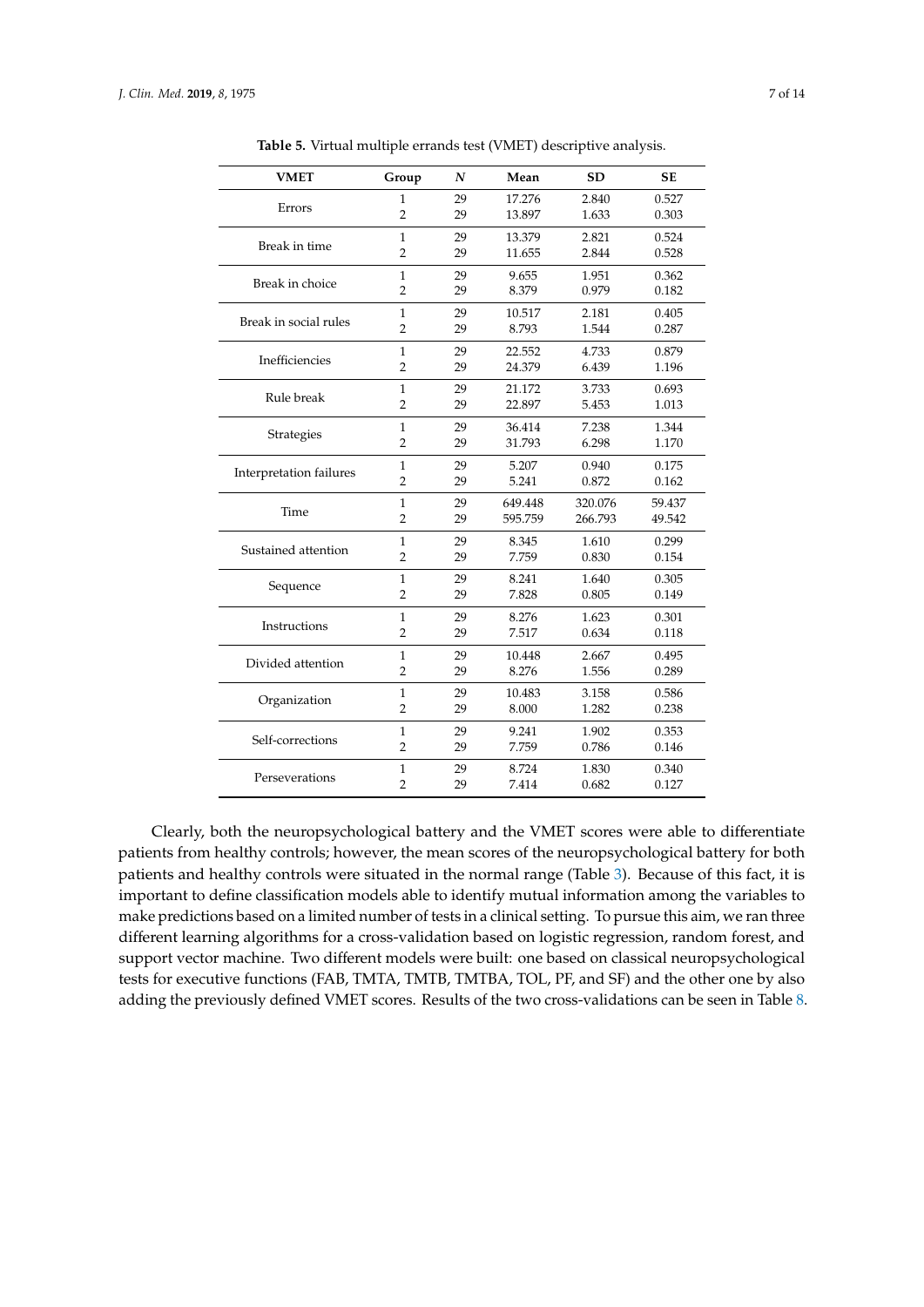**Table 5.** Virtual multiple errands test (VMET) descriptive analysis.

| VMET | Group | *N* | Mean | SD | SE |
|---|---|---|---|---|---|
| Errors | 1 | 29 | 17.276 | 2.840 | 0.527 |
| | 2 | 29 | 13.897 | 1.633 | 0.303 |
| Break in time | 1 | 29 | 13.379 | 2.821 | 0.524 |
| | 2 | 29 | 11.655 | 2.844 | 0.528 |
| Break in choice | 1 | 29 | 9.655 | 1.951 | 0.362 |
| | 2 | 29 | 8.379 | 0.979 | 0.182 |
| Break in social rules | 1 | 29 | 10.517 | 2.181 | 0.405 |
| | 2 | 29 | 8.793 | 1.544 | 0.287 |
| Inefficiencies | 1 | 29 | 22.552 | 4.733 | 0.879 |
| | 2 | 29 | 24.379 | 6.439 | 1.196 |
| Rule break | 1 | 29 | 21.172 | 3.733 | 0.693 |
| | 2 | 29 | 22.897 | 5.453 | 1.013 |
| Strategies | 1 | 29 | 36.414 | 7.238 | 1.344 |
| | 2 | 29 | 31.793 | 6.298 | 1.170 |
| Interpretation failures | 1 | 29 | 5.207 | 0.940 | 0.175 |
| | 2 | 29 | 5.241 | 0.872 | 0.162 |
| Time | 1 | 29 | 649.448 | 320.076 | 59.437 |
| | 2 | 29 | 595.759 | 266.793 | 49.542 |
| Sustained attention | 1 | 29 | 8.345 | 1.610 | 0.299 |
| | 2 | 29 | 7.759 | 0.830 | 0.154 |
| Sequence | 1 | 29 | 8.241 | 1.640 | 0.305 |
| | 2 | 29 | 7.828 | 0.805 | 0.149 |
| Instructions | 1 | 29 | 8.276 | 1.623 | 0.301 |
| | 2 | 29 | 7.517 | 0.634 | 0.118 |
| Divided attention | 1 | 29 | 10.448 | 2.667 | 0.495 |
| | 2 | 29 | 8.276 | 1.556 | 0.289 |
| Organization | 1 | 29 | 10.483 | 3.158 | 0.586 |
| | 2 | 29 | 8.000 | 1.282 | 0.238 |
| Self-corrections | 1 | 29 | 9.241 | 1.902 | 0.353 |
| | 2 | 29 | 7.759 | 0.786 | 0.146 |
| Perseverations | 1 | 29 | 8.724 | 1.830 | 0.340 |
| | 2 | 29 | 7.414 | 0.682 | 0.127 |

Clearly, both the neuropsychological battery and the VMET scores were able to differentiate patients from healthy controls; however, the mean scores of the neuropsychological battery for both patients and healthy controls were situated in the normal range (Table 3). Because of this fact, it is important to define classification models able to identify mutual information among the variables to make predictions based on a limited number of tests in a clinical setting. To pursue this aim, we ran three different learning algorithms for a cross-validation based on logistic regression, random forest, and support vector machine. Two different models were built: one based on classical neuropsychological tests for executive functions (FAB, TMTA, TMTB, TMTBA, TOL, PF, and SF) and the other one by also adding the previously defined VMET scores. Results of the two cross-validations can be seen in Table 8.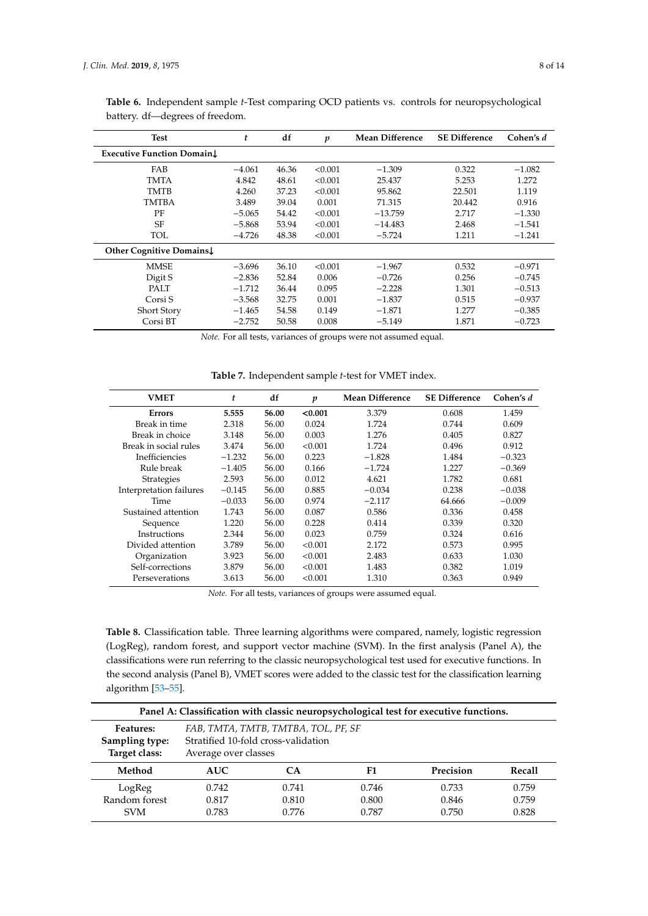**Table 6.** Independent sample *t*-Test comparing OCD patients vs. controls for neuropsychological battery. df—degrees of freedom.

| Test | *t* | df | *p* | Mean Difference | SE Difference | Cohen's *d* |
|---|---|---|---|---|---|---|
| **Executive Function Domain↓** | | | | | | |
| FAB | −4.061 | 46.36 | <0.001 | −1.309 | 0.322 | −1.082 |
| TMTA | 4.842 | 48.61 | <0.001 | 25.437 | 5.253 | 1.272 |
| TMTB | 4.260 | 37.23 | <0.001 | 95.862 | 22.501 | 1.119 |
| TMTBA | 3.489 | 39.04 | 0.001 | 71.315 | 20.442 | 0.916 |
| PF | −5.065 | 54.42 | <0.001 | −13.759 | 2.717 | −1.330 |
| SF | −5.868 | 53.94 | <0.001 | −14.483 | 2.468 | −1.541 |
| TOL | −4.726 | 48.38 | <0.001 | −5.724 | 1.211 | −1.241 |
| **Other Cognitive Domains↓** | | | | | | |
| MMSE | −3.696 | 36.10 | <0.001 | −1.967 | 0.532 | −0.971 |
| Digit S | −2.836 | 52.84 | 0.006 | −0.726 | 0.256 | −0.745 |
| PALT | −1.712 | 36.44 | 0.095 | −2.228 | 1.301 | −0.513 |
| Corsi S | −3.568 | 32.75 | 0.001 | −1.837 | 0.515 | −0.937 |
| Short Story | −1.465 | 54.58 | 0.149 | −1.871 | 1.277 | −0.385 |
| Corsi BT | −2.752 | 50.58 | 0.008 | −5.149 | 1.871 | −0.723 |

*Note.* For all tests, variances of groups were not assumed equal.

**Table 7.** Independent sample *t*-test for VMET index.

| VMET | *t* | df | *p* | Mean Difference | SE Difference | Cohen's *d* |
|---|---|---|---|---|---|---|
| **Errors** | **5.555** | **56.00** | **<0.001** | 3.379 | 0.608 | 1.459 |
| Break in time | 2.318 | 56.00 | 0.024 | 1.724 | 0.744 | 0.609 |
| Break in choice | 3.148 | 56.00 | 0.003 | 1.276 | 0.405 | 0.827 |
| Break in social rules | 3.474 | 56.00 | <0.001 | 1.724 | 0.496 | 0.912 |
| Inefficiencies | −1.232 | 56.00 | 0.223 | −1.828 | 1.484 | −0.323 |
| Rule break | −1.405 | 56.00 | 0.166 | −1.724 | 1.227 | −0.369 |
| Strategies | 2.593 | 56.00 | 0.012 | 4.621 | 1.782 | 0.681 |
| Interpretation failures | −0.145 | 56.00 | 0.885 | −0.034 | 0.238 | −0.038 |
| Time | −0.033 | 56.00 | 0.974 | −2.117 | 64.666 | −0.009 |
| Sustained attention | 1.743 | 56.00 | 0.087 | 0.586 | 0.336 | 0.458 |
| Sequence | 1.220 | 56.00 | 0.228 | 0.414 | 0.339 | 0.320 |
| Instructions | 2.344 | 56.00 | 0.023 | 0.759 | 0.324 | 0.616 |
| Divided attention | 3.789 | 56.00 | <0.001 | 2.172 | 0.573 | 0.995 |
| Organization | 3.923 | 56.00 | <0.001 | 2.483 | 0.633 | 1.030 |
| Self-corrections | 3.879 | 56.00 | <0.001 | 1.483 | 0.382 | 1.019 |
| Perseverations | 3.613 | 56.00 | <0.001 | 1.310 | 0.363 | 0.949 |

*Note.* For all tests, variances of groups were assumed equal.

**Table 8.** Classification table. Three learning algorithms were compared, namely, logistic regression (LogReg), random forest, and support vector machine (SVM). In the first analysis (Panel A), the classifications were run referring to the classic neuropsychological test used for executive functions. In the second analysis (Panel B), VMET scores were added to the classic test for the classification learning algorithm [53–55].

| **Panel A: Classification with classic neuropsychological test for executive functions.** | | | | | |
|---|---|---|---|---|---|
| **Features:** | *FAB, TMTA, TMTB, TMTBA, TOL, PF, SF* | | | | |
| **Sampling type:** | Stratified 10-fold cross-validation | | | | |
| **Target class:** | Average over classes | | | | |
| **Method** | **AUC** | **CA** | **F1** | **Precision** | **Recall** |
| LogReg | 0.742 | 0.741 | 0.746 | 0.733 | 0.759 |
| Random forest | 0.817 | 0.810 | 0.800 | 0.846 | 0.759 |
| SVM | 0.783 | 0.776 | 0.787 | 0.750 | 0.828 |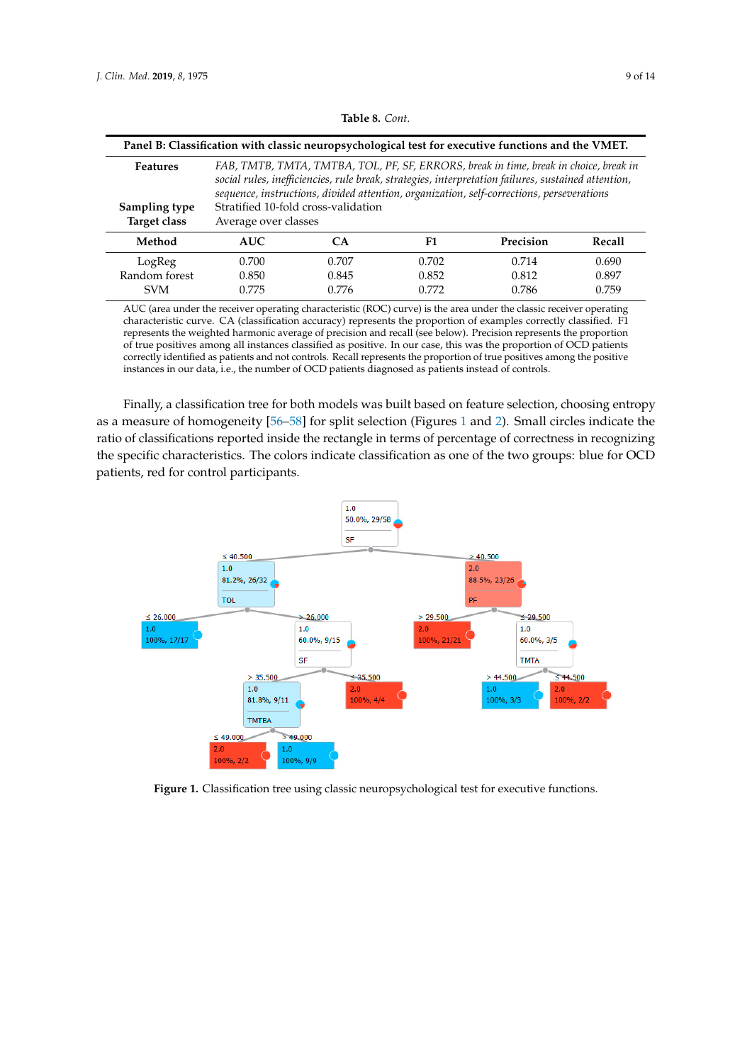**Table 8.** *Cont.*

| Panel B: Classification with classic neuropsychological test for executive functions and the VMET. | | | | | |
|---|---|---|---|---|---|
| **Features** | *FAB, TMTB, TMTA, TMTBA, TOL, PF, SF, ERRORS, break in time, break in choice, break in social rules, inefficiencies, rule break, strategies, interpretation failures, sustained attention, sequence, instructions, divided attention, organization, self-corrections, perseverations* | | | | |
| **Sampling type** | Stratified 10-fold cross-validation | | | | |
| **Target class** | Average over classes | | | | |
| **Method** | **AUC** | **CA** | **F1** | **Precision** | **Recall** |
| LogReg | 0.700 | 0.707 | 0.702 | 0.714 | 0.690 |
| Random forest | 0.850 | 0.845 | 0.852 | 0.812 | 0.897 |
| SVM | 0.775 | 0.776 | 0.772 | 0.786 | 0.759 |

AUC (area under the receiver operating characteristic (ROC) curve) is the area under the classic receiver operating characteristic curve. CA (classification accuracy) represents the proportion of examples correctly classified. F1 represents the weighted harmonic average of precision and recall (see below). Precision represents the proportion of true positives among all instances classified as positive. In our case, this was the proportion of OCD patients correctly identified as patients and not controls. Recall represents the proportion of true positives among the positive instances in our data, i.e., the number of OCD patients diagnosed as patients instead of controls.

Finally, a classification tree for both models was built based on feature selection, choosing entropy as a measure of homogeneity [56–58] for split selection (Figures 1 and 2). Small circles indicate the ratio of classifications reported inside the rectangle in terms of percentage of correctness in recognizing the specific characteristics. The colors indicate classification as one of the two groups: blue for OCD patients, red for control participants.

**Figure 1.** Classification tree using classic neuropsychological test for executive functions.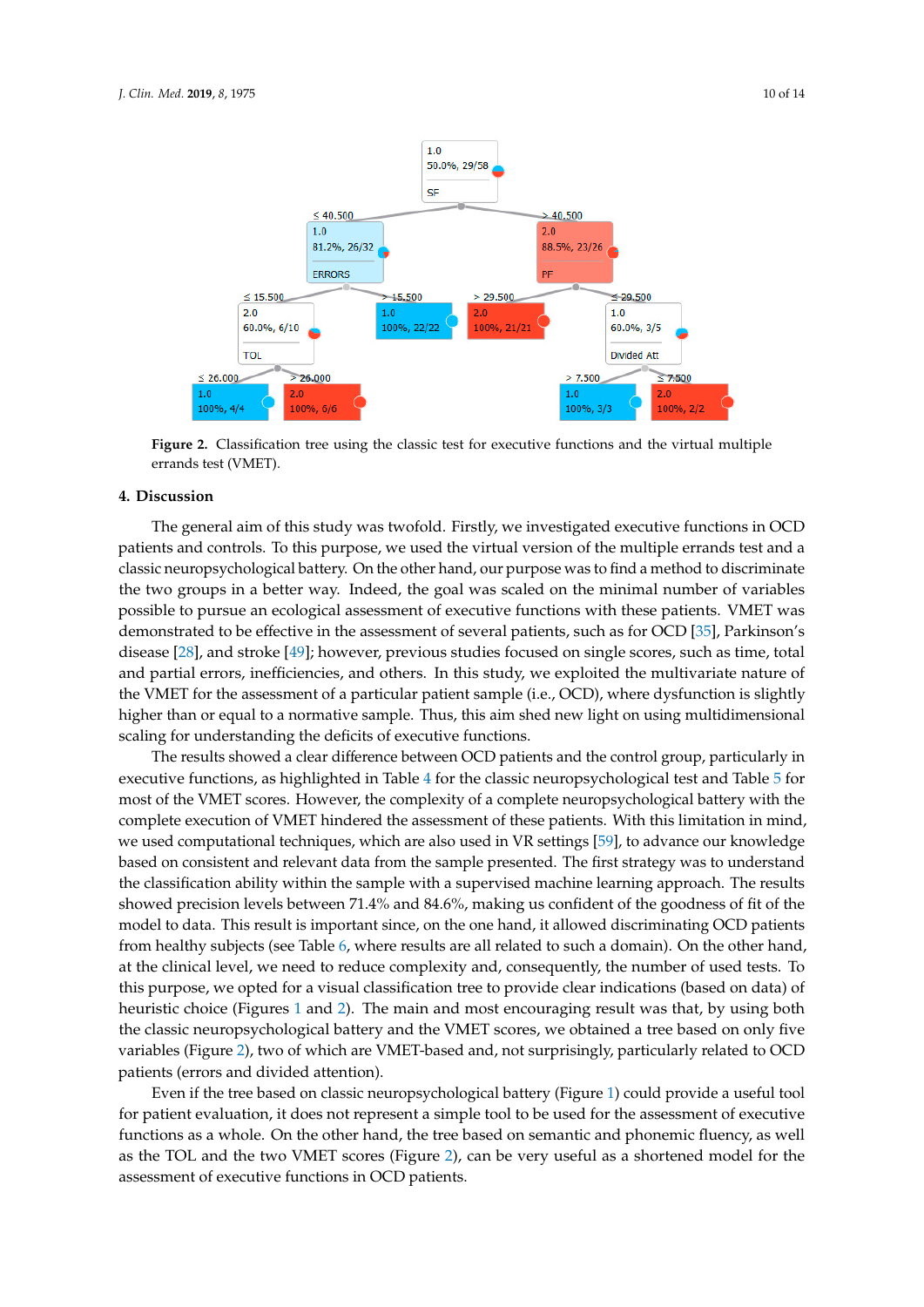**Figure 2.** Classification tree using the classic test for executive functions and the virtual multiple errands test (VMET).

## 4. Discussion

The general aim of this study was twofold. Firstly, we investigated executive functions in OCD patients and controls. To this purpose, we used the virtual version of the multiple errands test and a classic neuropsychological battery. On the other hand, our purpose was to find a method to discriminate the two groups in a better way. Indeed, the goal was scaled on the minimal number of variables possible to pursue an ecological assessment of executive functions with these patients. VMET was demonstrated to be effective in the assessment of several patients, such as for OCD [35], Parkinson's disease [28], and stroke [49]; however, previous studies focused on single scores, such as time, total and partial errors, inefficiencies, and others. In this study, we exploited the multivariate nature of the VMET for the assessment of a particular patient sample (i.e., OCD), where dysfunction is slightly higher than or equal to a normative sample. Thus, this aim shed new light on using multidimensional scaling for understanding the deficits of executive functions.

The results showed a clear difference between OCD patients and the control group, particularly in executive functions, as highlighted in Table 4 for the classic neuropsychological test and Table 5 for most of the VMET scores. However, the complexity of a complete neuropsychological battery with the complete execution of VMET hindered the assessment of these patients. With this limitation in mind, we used computational techniques, which are also used in VR settings [59], to advance our knowledge based on consistent and relevant data from the sample presented. The first strategy was to understand the classification ability within the sample with a supervised machine learning approach. The results showed precision levels between 71.4% and 84.6%, making us confident of the goodness of fit of the model to data. This result is important since, on the one hand, it allowed discriminating OCD patients from healthy subjects (see Table 6, where results are all related to such a domain). On the other hand, at the clinical level, we need to reduce complexity and, consequently, the number of used tests. To this purpose, we opted for a visual classification tree to provide clear indications (based on data) of heuristic choice (Figures 1 and 2). The main and most encouraging result was that, by using both the classic neuropsychological battery and the VMET scores, we obtained a tree based on only five variables (Figure 2), two of which are VMET-based and, not surprisingly, particularly related to OCD patients (errors and divided attention).

Even if the tree based on classic neuropsychological battery (Figure 1) could provide a useful tool for patient evaluation, it does not represent a simple tool to be used for the assessment of executive functions as a whole. On the other hand, the tree based on semantic and phonemic fluency, as well as the TOL and the two VMET scores (Figure 2), can be very useful as a shortened model for the assessment of executive functions in OCD patients.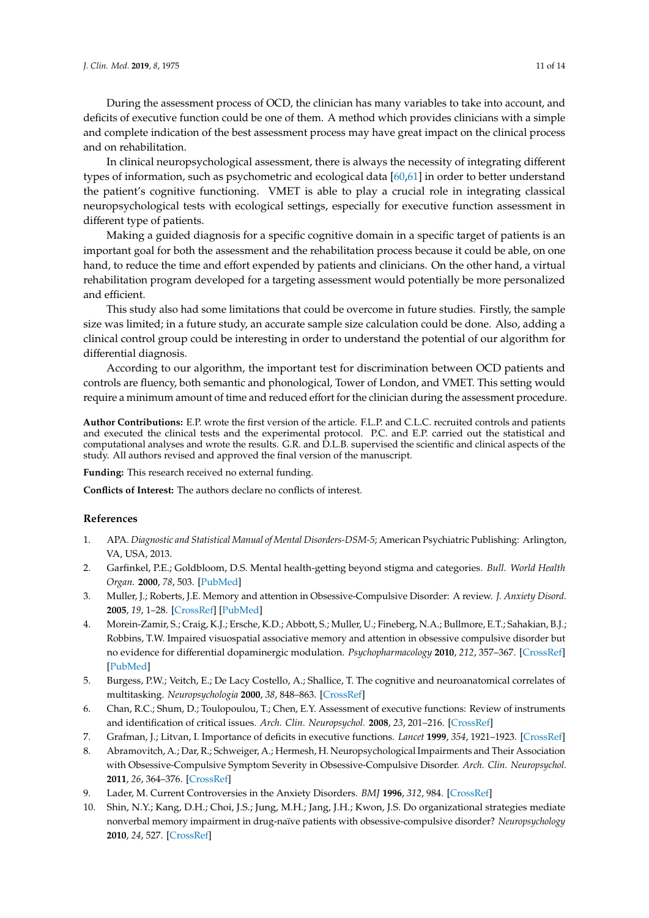During the assessment process of OCD, the clinician has many variables to take into account, and deficits of executive function could be one of them. A method which provides clinicians with a simple and complete indication of the best assessment process may have great impact on the clinical process and on rehabilitation.

In clinical neuropsychological assessment, there is always the necessity of integrating different types of information, such as psychometric and ecological data [60,61] in order to better understand the patient's cognitive functioning. VMET is able to play a crucial role in integrating classical neuropsychological tests with ecological settings, especially for executive function assessment in different type of patients.

Making a guided diagnosis for a specific cognitive domain in a specific target of patients is an important goal for both the assessment and the rehabilitation process because it could be able, on one hand, to reduce the time and effort expended by patients and clinicians. On the other hand, a virtual rehabilitation program developed for a targeting assessment would potentially be more personalized and efficient.

This study also had some limitations that could be overcome in future studies. Firstly, the sample size was limited; in a future study, an accurate sample size calculation could be done. Also, adding a clinical control group could be interesting in order to understand the potential of our algorithm for differential diagnosis.

According to our algorithm, the important test for discrimination between OCD patients and controls are fluency, both semantic and phonological, Tower of London, and VMET. This setting would require a minimum amount of time and reduced effort for the clinician during the assessment procedure.

**Author Contributions:** E.P. wrote the first version of the article. F.L.P. and C.L.C. recruited controls and patients and executed the clinical tests and the experimental protocol. P.C. and E.P. carried out the statistical and computational analyses and wrote the results. G.R. and D.L.B. supervised the scientific and clinical aspects of the study. All authors revised and approved the final version of the manuscript.

**Funding:** This research received no external funding.

**Conflicts of Interest:** The authors declare no conflicts of interest.

## References

1. APA. *Diagnostic and Statistical Manual of Mental Disorders-DSM-5*; American Psychiatric Publishing: Arlington, VA, USA, 2013.
2. Garfinkel, P.E.; Goldbloom, D.S. Mental health-getting beyond stigma and categories. *Bull. World Health Organ.* **2000**, *78*, 503. [PubMed]
3. Muller, J.; Roberts, J.E. Memory and attention in Obsessive-Compulsive Disorder: A review. *J. Anxiety Disord.* **2005**, *19*, 1–28. [CrossRef] [PubMed]
4. Morein-Zamir, S.; Craig, K.J.; Ersche, K.D.; Abbott, S.; Muller, U.; Fineberg, N.A.; Bullmore, E.T.; Sahakian, B.J.; Robbins, T.W. Impaired visuospatial associative memory and attention in obsessive compulsive disorder but no evidence for differential dopaminergic modulation. *Psychopharmacology* **2010**, *212*, 357–367. [CrossRef] [PubMed]
5. Burgess, P.W.; Veitch, E.; De Lacy Costello, A.; Shallice, T. The cognitive and neuroanatomical correlates of multitasking. *Neuropsychologia* **2000**, *38*, 848–863. [CrossRef]
6. Chan, R.C.; Shum, D.; Toulopoulou, T.; Chen, E.Y. Assessment of executive functions: Review of instruments and identification of critical issues. *Arch. Clin. Neuropsychol.* **2008**, *23*, 201–216. [CrossRef]
7. Grafman, J.; Litvan, I. Importance of deficits in executive functions. *Lancet* **1999**, *354*, 1921–1923. [CrossRef]
8. Abramovitch, A.; Dar, R.; Schweiger, A.; Hermesh, H. Neuropsychological Impairments and Their Association with Obsessive-Compulsive Symptom Severity in Obsessive-Compulsive Disorder. *Arch. Clin. Neuropsychol.* **2011**, *26*, 364–376. [CrossRef]
9. Lader, M. Current Controversies in the Anxiety Disorders. *BMJ* **1996**, *312*, 984. [CrossRef]
10. Shin, N.Y.; Kang, D.H.; Choi, J.S.; Jung, M.H.; Jang, J.H.; Kwon, J.S. Do organizational strategies mediate nonverbal memory impairment in drug-naïve patients with obsessive-compulsive disorder? *Neuropsychology* **2010**, *24*, 527. [CrossRef]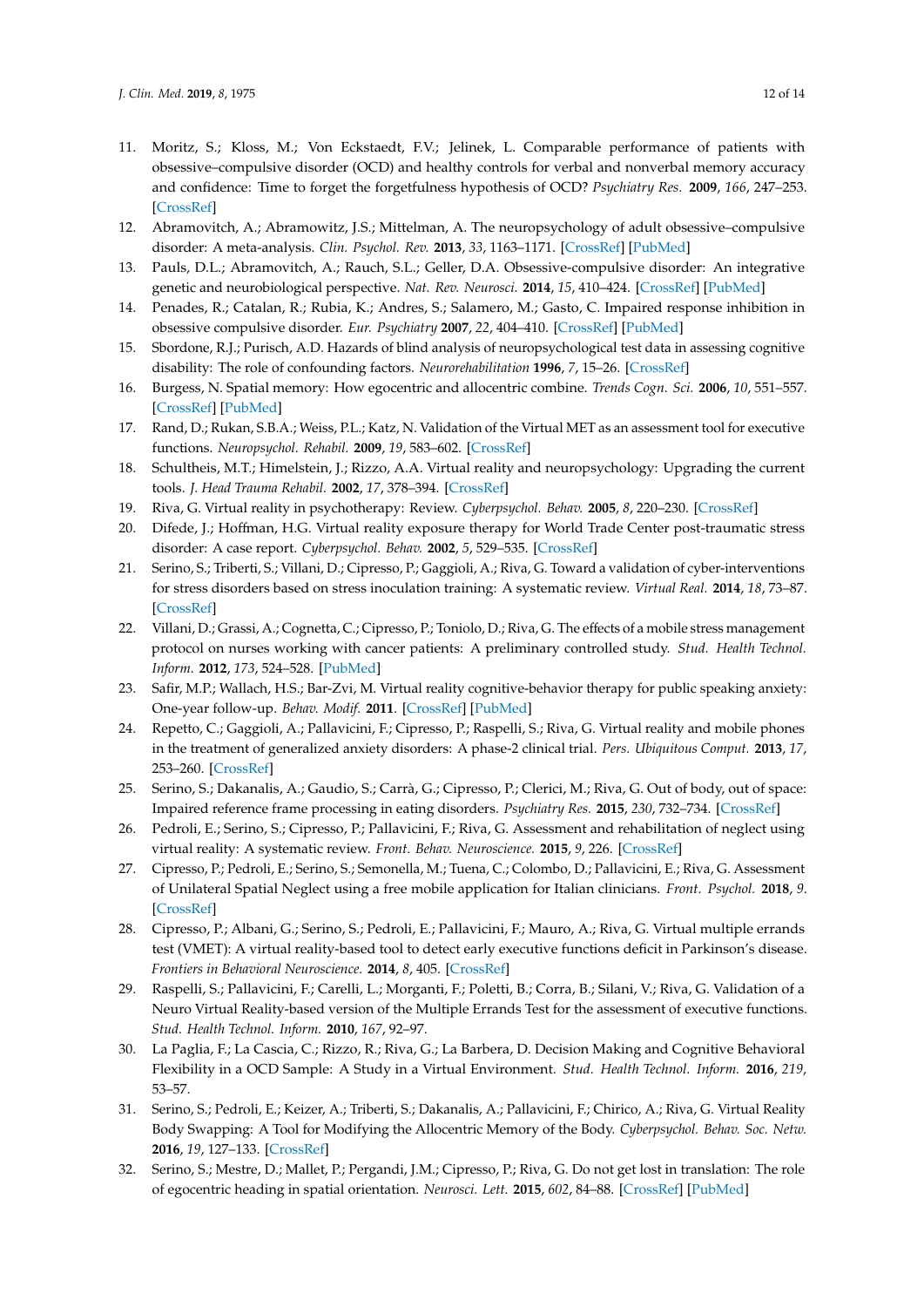11. Moritz, S.; Kloss, M.; Von Eckstaedt, F.V.; Jelinek, L. Comparable performance of patients with obsessive–compulsive disorder (OCD) and healthy controls for verbal and nonverbal memory accuracy and confidence: Time to forget the forgetfulness hypothesis of OCD? *Psychiatry Res.* **2009**, *166*, 247–253. [CrossRef]
12. Abramovitch, A.; Abramowitz, J.S.; Mittelman, A. The neuropsychology of adult obsessive–compulsive disorder: A meta-analysis. *Clin. Psychol. Rev.* **2013**, *33*, 1163–1171. [CrossRef] [PubMed]
13. Pauls, D.L.; Abramovitch, A.; Rauch, S.L.; Geller, D.A. Obsessive-compulsive disorder: An integrative genetic and neurobiological perspective. *Nat. Rev. Neurosci.* **2014**, *15*, 410–424. [CrossRef] [PubMed]
14. Penades, R.; Catalan, R.; Rubia, K.; Andres, S.; Salamero, M.; Gasto, C. Impaired response inhibition in obsessive compulsive disorder. *Eur. Psychiatry* **2007**, *22*, 404–410. [CrossRef] [PubMed]
15. Sbordone, R.J.; Purisch, A.D. Hazards of blind analysis of neuropsychological test data in assessing cognitive disability: The role of confounding factors. *Neurorehabilitation* **1996**, *7*, 15–26. [CrossRef]
16. Burgess, N. Spatial memory: How egocentric and allocentric combine. *Trends Cogn. Sci.* **2006**, *10*, 551–557. [CrossRef] [PubMed]
17. Rand, D.; Rukan, S.B.A.; Weiss, P.L.; Katz, N. Validation of the Virtual MET as an assessment tool for executive functions. *Neuropsychol. Rehabil.* **2009**, *19*, 583–602. [CrossRef]
18. Schultheis, M.T.; Himelstein, J.; Rizzo, A.A. Virtual reality and neuropsychology: Upgrading the current tools. *J. Head Trauma Rehabil.* **2002**, *17*, 378–394. [CrossRef]
19. Riva, G. Virtual reality in psychotherapy: Review. *Cyberpsychol. Behav.* **2005**, *8*, 220–230. [CrossRef]
20. Difede, J.; Hoffman, H.G. Virtual reality exposure therapy for World Trade Center post-traumatic stress disorder: A case report. *Cyberpsychol. Behav.* **2002**, *5*, 529–535. [CrossRef]
21. Serino, S.; Triberti, S.; Villani, D.; Cipresso, P.; Gaggioli, A.; Riva, G. Toward a validation of cyber-interventions for stress disorders based on stress inoculation training: A systematic review. *Virtual Real.* **2014**, *18*, 73–87. [CrossRef]
22. Villani, D.; Grassi, A.; Cognetta, C.; Cipresso, P.; Toniolo, D.; Riva, G. The effects of a mobile stress management protocol on nurses working with cancer patients: A preliminary controlled study. *Stud. Health Technol. Inform.* **2012**, *173*, 524–528. [PubMed]
23. Safir, M.P.; Wallach, H.S.; Bar-Zvi, M. Virtual reality cognitive-behavior therapy for public speaking anxiety: One-year follow-up. *Behav. Modif.* **2011**. [CrossRef] [PubMed]
24. Repetto, C.; Gaggioli, A.; Pallavicini, F.; Cipresso, P.; Raspelli, S.; Riva, G. Virtual reality and mobile phones in the treatment of generalized anxiety disorders: A phase-2 clinical trial. *Pers. Ubiquitous Comput.* **2013**, *17*, 253–260. [CrossRef]
25. Serino, S.; Dakanalis, A.; Gaudio, S.; Carrà, G.; Cipresso, P.; Clerici, M.; Riva, G. Out of body, out of space: Impaired reference frame processing in eating disorders. *Psychiatry Res.* **2015**, *230*, 732–734. [CrossRef]
26. Pedroli, E.; Serino, S.; Cipresso, P.; Pallavicini, F.; Riva, G. Assessment and rehabilitation of neglect using virtual reality: A systematic review. *Front. Behav. Neuroscience.* **2015**, *9*, 226. [CrossRef]
27. Cipresso, P.; Pedroli, E.; Serino, S.; Semonella, M.; Tuena, C.; Colombo, D.; Pallavicini, F.; Riva, G. Assessment of Unilateral Spatial Neglect using a free mobile application for Italian clinicians. *Front. Psychol.* **2018**, *9*. [CrossRef]
28. Cipresso, P.; Albani, G.; Serino, S.; Pedroli, E.; Pallavicini, F.; Mauro, A.; Riva, G. Virtual multiple errands test (VMET): A virtual reality-based tool to detect early executive functions deficit in Parkinson's disease. *Frontiers in Behavioral Neuroscience.* **2014**, *8*, 405. [CrossRef]
29. Raspelli, S.; Pallavicini, F.; Carelli, L.; Morganti, F.; Poletti, B.; Corra, B.; Silani, V.; Riva, G. Validation of a Neuro Virtual Reality-based version of the Multiple Errands Test for the assessment of executive functions. *Stud. Health Technol. Inform.* **2010**, *167*, 92–97.
30. La Paglia, F.; La Cascia, C.; Rizzo, R.; Riva, G.; La Barbera, D. Decision Making and Cognitive Behavioral Flexibility in a OCD Sample: A Study in a Virtual Environment. *Stud. Health Technol. Inform.* **2016**, *219*, 53–57.
31. Serino, S.; Pedroli, E.; Keizer, A.; Triberti, S.; Dakanalis, A.; Pallavicini, F.; Chirico, A.; Riva, G. Virtual Reality Body Swapping: A Tool for Modifying the Allocentric Memory of the Body. *Cyberpsychol. Behav. Soc. Netw.* **2016**, *19*, 127–133. [CrossRef]
32. Serino, S.; Mestre, D.; Mallet, P.; Pergandi, J.M.; Cipresso, P.; Riva, G. Do not get lost in translation: The role of egocentric heading in spatial orientation. *Neurosci. Lett.* **2015**, *602*, 84–88. [CrossRef] [PubMed]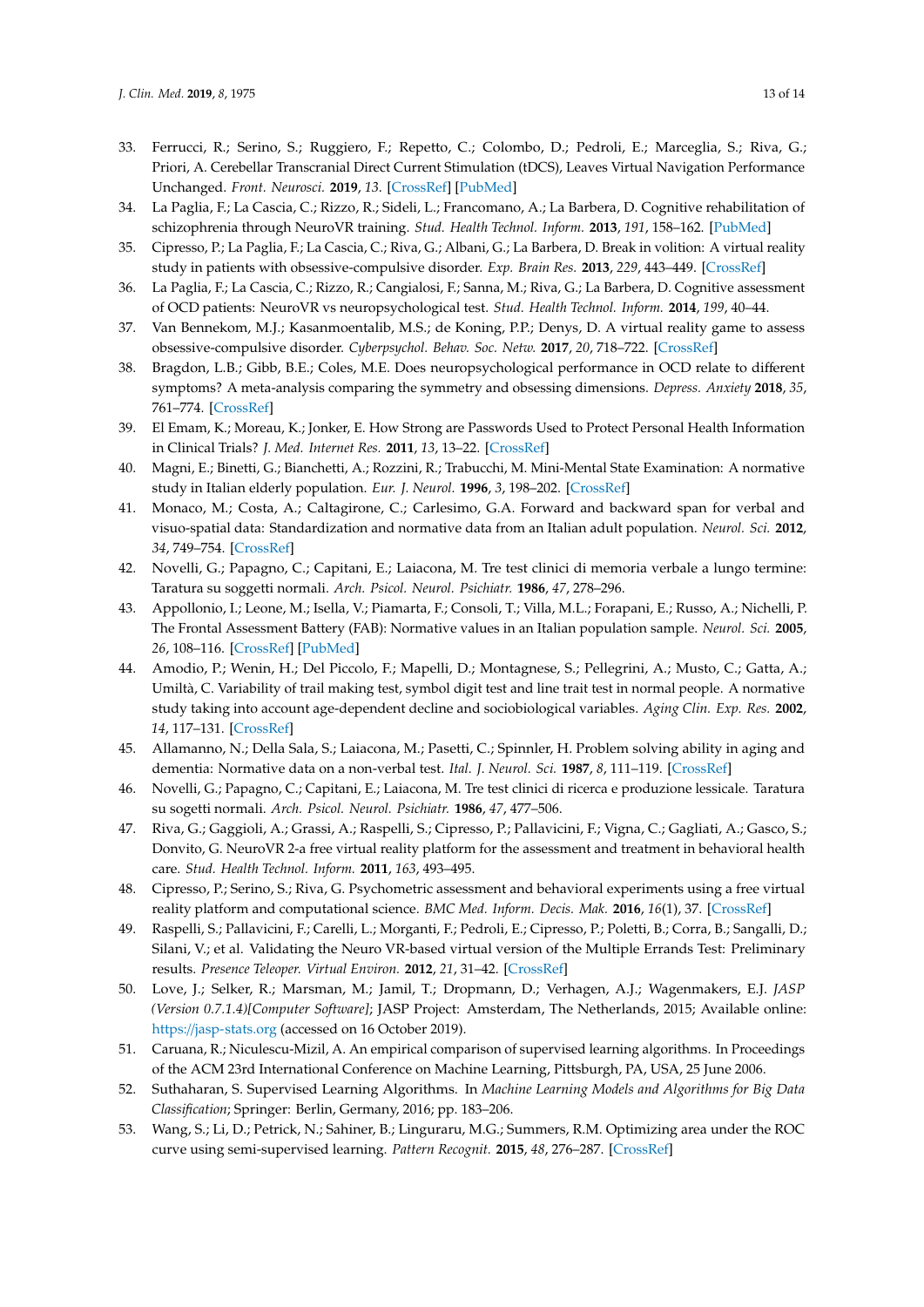33. Ferrucci, R.; Serino, S.; Ruggiero, F.; Repetto, C.; Colombo, D.; Pedroli, E.; Marceglia, S.; Riva, G.; Priori, A. Cerebellar Transcranial Direct Current Stimulation (tDCS), Leaves Virtual Navigation Performance Unchanged. *Front. Neurosci.* **2019**, *13*. [CrossRef] [PubMed]
34. La Paglia, F.; La Cascia, C.; Rizzo, R.; Sideli, L.; Francomano, A.; La Barbera, D. Cognitive rehabilitation of schizophrenia through NeuroVR training. *Stud. Health Technol. Inform.* **2013**, *191*, 158–162. [PubMed]
35. Cipresso, P.; La Paglia, F.; La Cascia, C.; Riva, G.; Albani, G.; La Barbera, D. Break in volition: A virtual reality study in patients with obsessive-compulsive disorder. *Exp. Brain Res.* **2013**, *229*, 443–449. [CrossRef]
36. La Paglia, F.; La Cascia, C.; Rizzo, R.; Cangialosi, F.; Sanna, M.; Riva, G.; La Barbera, D. Cognitive assessment of OCD patients: NeuroVR vs neuropsychological test. *Stud. Health Technol. Inform.* **2014**, *199*, 40–44.
37. Van Bennekom, M.J.; Kasanmoentalib, M.S.; de Koning, P.P.; Denys, D. A virtual reality game to assess obsessive-compulsive disorder. *Cyberpsychol. Behav. Soc. Netw.* **2017**, *20*, 718–722. [CrossRef]
38. Bragdon, L.B.; Gibb, B.E.; Coles, M.E. Does neuropsychological performance in OCD relate to different symptoms? A meta-analysis comparing the symmetry and obsessing dimensions. *Depress. Anxiety* **2018**, *35*, 761–774. [CrossRef]
39. El Emam, K.; Moreau, K.; Jonker, E. How Strong are Passwords Used to Protect Personal Health Information in Clinical Trials? *J. Med. Internet Res.* **2011**, *13*, 13–22. [CrossRef]
40. Magni, E.; Binetti, G.; Bianchetti, A.; Rozzini, R.; Trabucchi, M. Mini-Mental State Examination: A normative study in Italian elderly population. *Eur. J. Neurol.* **1996**, *3*, 198–202. [CrossRef]
41. Monaco, M.; Costa, A.; Caltagirone, C.; Carlesimo, G.A. Forward and backward span for verbal and visuo-spatial data: Standardization and normative data from an Italian adult population. *Neurol. Sci.* **2012**, *34*, 749–754. [CrossRef]
42. Novelli, G.; Papagno, C.; Capitani, E.; Laiacona, M. Tre test clinici di memoria verbale a lungo termine: Taratura su soggetti normali. *Arch. Psicol. Neurol. Psichiatr.* **1986**, *47*, 278–296.
43. Appollonio, I.; Leone, M.; Isella, V.; Piamarta, F.; Consoli, T.; Villa, M.L.; Forapani, E.; Russo, A.; Nichelli, P. The Frontal Assessment Battery (FAB): Normative values in an Italian population sample. *Neurol. Sci.* **2005**, *26*, 108–116. [CrossRef] [PubMed]
44. Amodio, P.; Wenin, H.; Del Piccolo, F.; Mapelli, D.; Montagnese, S.; Pellegrini, A.; Musto, C.; Gatta, A.; Umiltà, C. Variability of trail making test, symbol digit test and line trait test in normal people. A normative study taking into account age-dependent decline and sociobiological variables. *Aging Clin. Exp. Res.* **2002**, *14*, 117–131. [CrossRef]
45. Allamanno, N.; Della Sala, S.; Laiacona, M.; Pasetti, C.; Spinnler, H. Problem solving ability in aging and dementia: Normative data on a non-verbal test. *Ital. J. Neurol. Sci.* **1987**, *8*, 111–119. [CrossRef]
46. Novelli, G.; Papagno, C.; Capitani, E.; Laiacona, M. Tre test clinici di ricerca e produzione lessicale. Taratura su sogetti normali. *Arch. Psicol. Neurol. Psichiatr.* **1986**, *47*, 477–506.
47. Riva, G.; Gaggioli, A.; Grassi, A.; Raspelli, S.; Cipresso, P.; Pallavicini, F.; Vigna, C.; Gagliati, A.; Gasco, S.; Donvito, G. NeuroVR 2-a free virtual reality platform for the assessment and treatment in behavioral health care. *Stud. Health Technol. Inform.* **2011**, *163*, 493–495.
48. Cipresso, P.; Serino, S.; Riva, G. Psychometric assessment and behavioral experiments using a free virtual reality platform and computational science. *BMC Med. Inform. Decis. Mak.* **2016**, *16*(1), 37. [CrossRef]
49. Raspelli, S.; Pallavicini, F.; Carelli, L.; Morganti, F.; Pedroli, E.; Cipresso, P.; Poletti, B.; Corra, B.; Sangalli, D.; Silani, V.; et al. Validating the Neuro VR-based virtual version of the Multiple Errands Test: Preliminary results. *Presence Teleoper. Virtual Environ.* **2012**, *21*, 31–42. [CrossRef]
50. Love, J.; Selker, R.; Marsman, M.; Jamil, T.; Dropmann, D.; Verhagen, A.J.; Wagenmakers, E.J. *JASP (Version 0.7.1.4)[Computer Software]*; JASP Project: Amsterdam, The Netherlands, 2015; Available online: https://jasp-stats.org (accessed on 16 October 2019).
51. Caruana, R.; Niculescu-Mizil, A. An empirical comparison of supervised learning algorithms. In Proceedings of the ACM 23rd International Conference on Machine Learning, Pittsburgh, PA, USA, 25 June 2006.
52. Suthaharan, S. Supervised Learning Algorithms. In *Machine Learning Models and Algorithms for Big Data Classification*; Springer: Berlin, Germany, 2016; pp. 183–206.
53. Wang, S.; Li, D.; Petrick, N.; Sahiner, B.; Linguraru, M.G.; Summers, R.M. Optimizing area under the ROC curve using semi-supervised learning. *Pattern Recognit.* **2015**, *48*, 276–287. [CrossRef]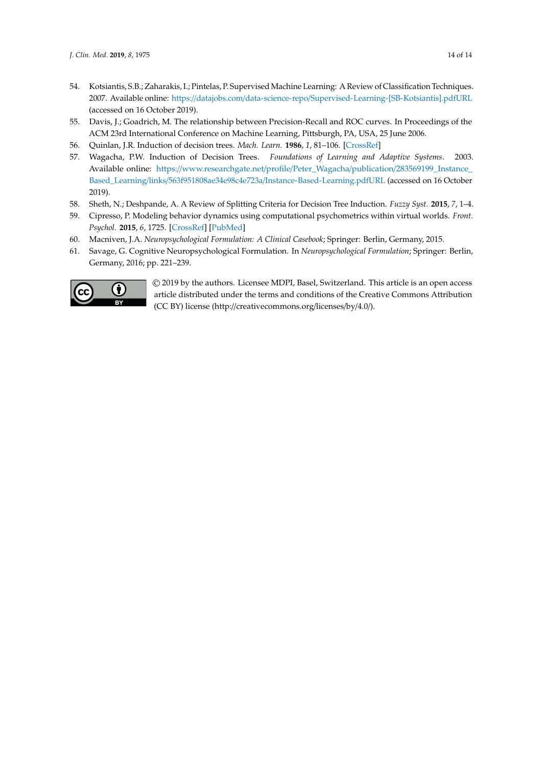54. Kotsiantis, S.B.; Zaharakis, I.; Pintelas, P. Supervised Machine Learning: A Review of Classification Techniques. 2007. Available online: https://datajobs.com/data-science-repo/Supervised-Learning-[SB-Kotsiantis].pdfURL (accessed on 16 October 2019).
55. Davis, J.; Goadrich, M. The relationship between Precision-Recall and ROC curves. In Proceedings of the ACM 23rd International Conference on Machine Learning, Pittsburgh, PA, USA, 25 June 2006.
56. Quinlan, J.R. Induction of decision trees. *Mach. Learn.* **1986**, *1*, 81–106. [CrossRef]
57. Wagacha, P.W. Induction of Decision Trees. *Foundations of Learning and Adaptive Systems*. 2003. Available online: https://www.researchgate.net/profile/Peter_Wagacha/publication/283569199_Instance_Based_Learning/links/563f951808ae34e98c4e723a/Instance-Based-Learning.pdfURL (accessed on 16 October 2019).
58. Sheth, N.; Deshpande, A. A Review of Splitting Criteria for Decision Tree Induction. *Fuzzy Syst.* **2015**, *7*, 1–4.
59. Cipresso, P. Modeling behavior dynamics using computational psychometrics within virtual worlds. *Front. Psychol.* **2015**, *6*, 1725. [CrossRef] [PubMed]
60. Macniven, J.A. *Neuropsychological Formulation: A Clinical Casebook*; Springer: Berlin, Germany, 2015.
61. Savage, G. Cognitive Neuropsychological Formulation. In *Neuropsychological Formulation*; Springer: Berlin, Germany, 2016; pp. 221–239.

© 2019 by the authors. Licensee MDPI, Basel, Switzerland. This article is an open access article distributed under the terms and conditions of the Creative Commons Attribution (CC BY) license (http://creativecommons.org/licenses/by/4.0/).